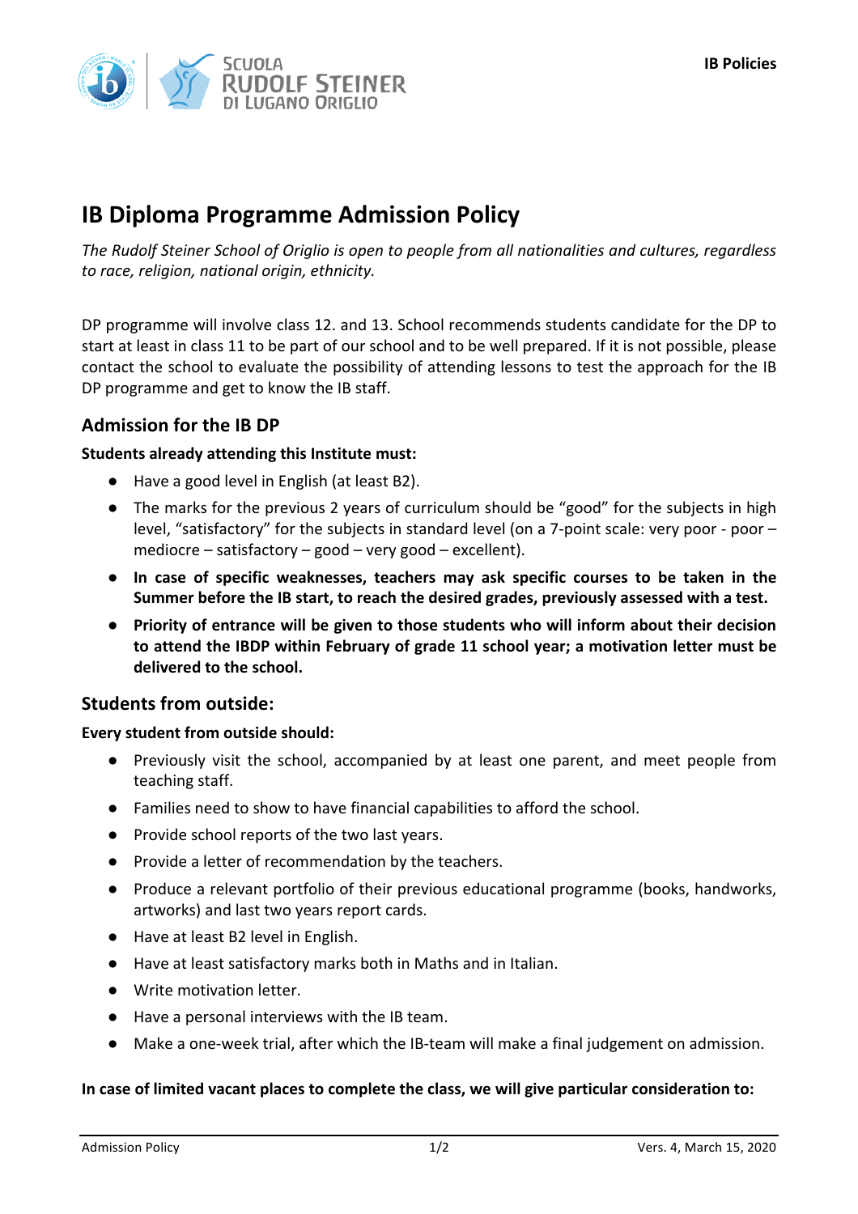# IB Diploma Programme Admission Policy

*The Rudolf Steiner School of Origlio is open to people from all nationalities and cultures, regardless to race, religion, national origin, ethnicity.*

DP programme will involve class 12. and 13. School recommends students candidate for the DP to start at least in class 11 to be part of our school and to be well prepared. If it is not possible, please contact the school to evaluate the possibility of attending lessons to test the approach for the IB DP programme and get to know the IB staff.

## Admission for the IB DP

**Students already attending this Institute must:**

- Have a good level in English (at least B2).
- The marks for the previous 2 years of curriculum should be "good" for the subjects in high level, "satisfactory" for the subjects in standard level (on a 7-point scale: very poor - poor – mediocre – satisfactory – good – very good – excellent).
- **In case of specific weaknesses, teachers may ask specific courses to be taken in the Summer before the IB start, to reach the desired grades, previously assessed with a test.**
- **Priority of entrance will be given to those students who will inform about their decision to attend the IBDP within February of grade 11 school year; a motivation letter must be delivered to the school.**

## Students from outside:

**Every student from outside should:**

- Previously visit the school, accompanied by at least one parent, and meet people from teaching staff.
- Families need to show to have financial capabilities to afford the school.
- Provide school reports of the two last years.
- Provide a letter of recommendation by the teachers.
- Produce a relevant portfolio of their previous educational programme (books, handworks, artworks) and last two years report cards.
- Have at least B2 level in English.
- Have at least satisfactory marks both in Maths and in Italian.
- Write motivation letter.
- Have a personal interviews with the IB team.
- Make a one-week trial, after which the IB-team will make a final judgement on admission.

**In case of limited vacant places to complete the class, we will give particular consideration to:**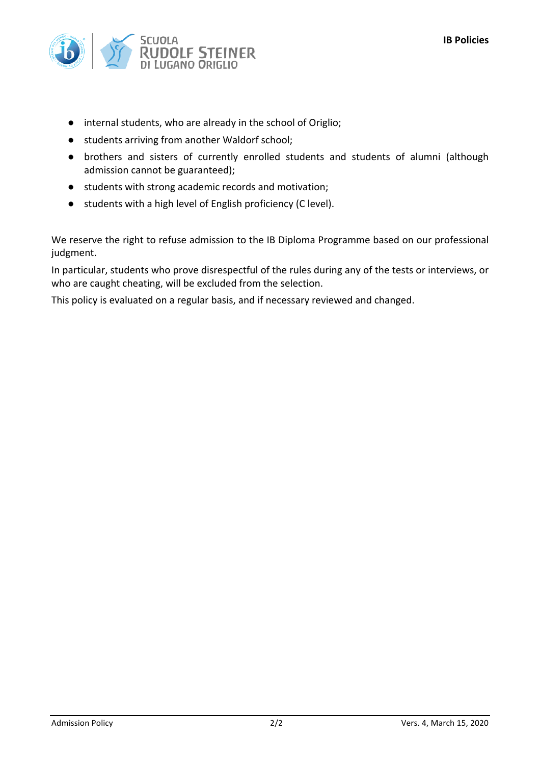- internal students, who are already in the school of Origlio;
- students arriving from another Waldorf school;
- brothers and sisters of currently enrolled students and students of alumni (although admission cannot be guaranteed);
- students with strong academic records and motivation;
- students with a high level of English proficiency (C level).

We reserve the right to refuse admission to the IB Diploma Programme based on our professional judgment.

In particular, students who prove disrespectful of the rules during any of the tests or interviews, or who are caught cheating, will be excluded from the selection.

This policy is evaluated on a regular basis, and if necessary reviewed and changed.